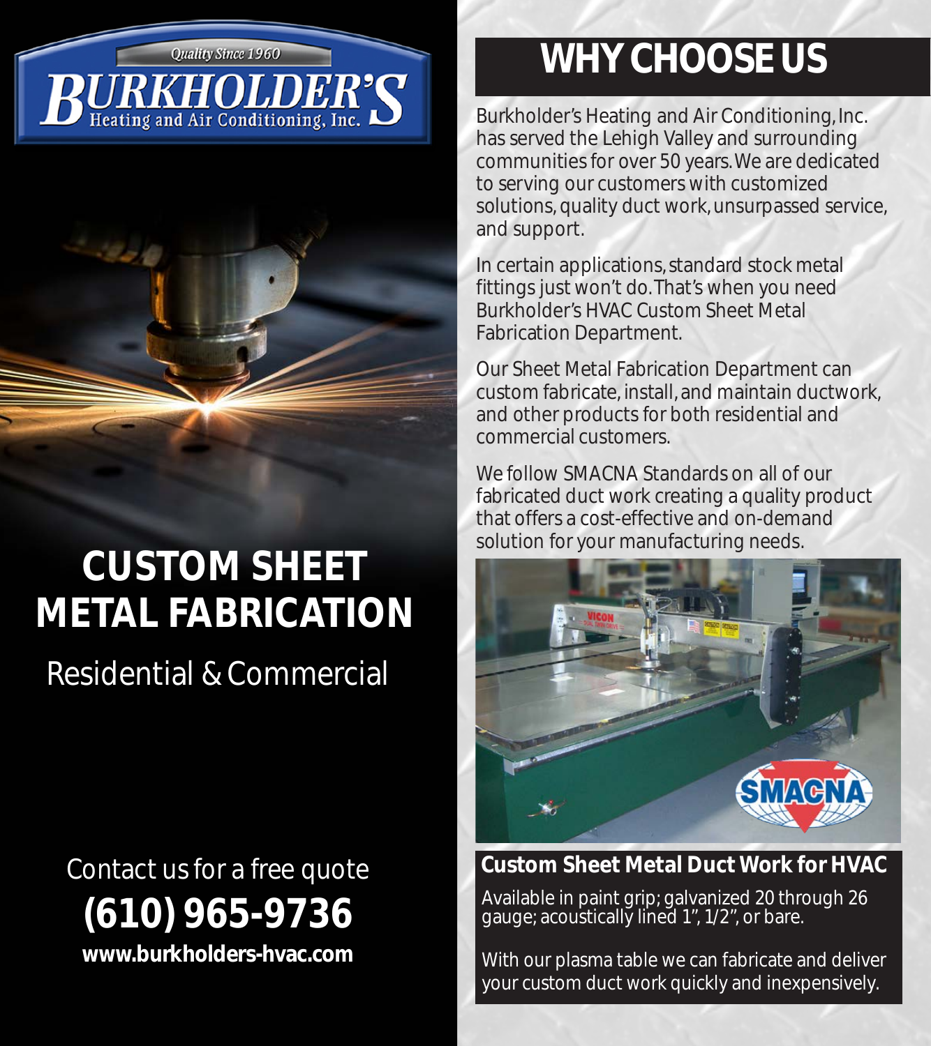Quality Since 1960

**BURKHOLDER'S**
Heating and Air Conditioning, Inc.

# CUSTOM SHEET METAL FABRICATION

Residential & Commercial

Contact us for a free quote

**(610) 965-9736**

**www.burkholders-hvac.com**

# WHY CHOOSE US

Burkholder's Heating and Air Conditioning, Inc. has served the Lehigh Valley and surrounding communities for over 50 years. We are dedicated to serving our customers with customized solutions, quality duct work, unsurpassed service, and support.

In certain applications, standard stock metal fittings just won't do. That's when you need Burkholder's HVAC Custom Sheet Metal Fabrication Department.

Our Sheet Metal Fabrication Department can custom fabricate, install, and maintain ductwork, and other products for both residential and commercial customers.

We follow SMACNA Standards on all of our fabricated duct work creating a quality product that offers a cost-effective and on-demand solution for your manufacturing needs.

## Custom Sheet Metal Duct Work for HVAC

Available in paint grip; galvanized 20 through 26 gauge; acoustically lined 1", 1/2", or bare.

With our plasma table we can fabricate and deliver your custom duct work quickly and inexpensively.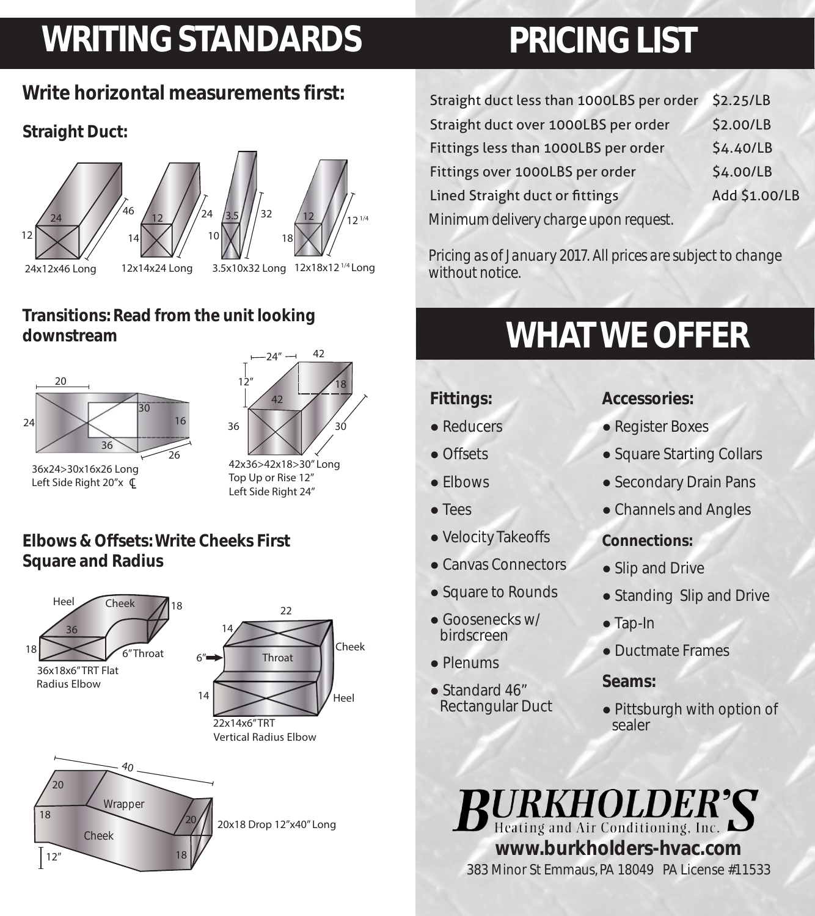# WRITING STANDARDS

**Write horizontal measurements first:**

**Straight Duct:**

24
12
46
24x12x46 Long

12
14
24
12x14x24 Long

3.5
10
32
3.5x10x32 Long

12
18
12 1/4
12x18x12 1/4 Long

**Transitions: Read from the unit looking downstream**

20
24
30
16
36
26
36x24>30x16x26 Long
Left Side Right 20"x ℄

24"
42
12"
18
42
36
30
42x36>42x18>30" Long
Top Up or Rise 12"
Left Side Right 24"

**Elbows & Offsets: Write Cheeks First Square and Radius**

Heel
Cheek
18
36
18
6" Throat
36x18x6" TRT Flat Radius Elbow

22
14
6"
Throat
Cheek
14
Heel
22x14x6" TRT Vertical Radius Elbow

40
20
Wrapper
18
20
Cheek
18
12"
20x18 Drop 12"x40" Long

# PRICING LIST

| | |
|---|---|
| Straight duct less than 1000LBS per order | $2.25/LB |
| Straight duct over 1000LBS per order | $2.00/LB |
| Fittings less than 1000LBS per order | $4.40/LB |
| Fittings over 1000LBS per order | $4.00/LB |
| Lined Straight duct or fittings | Add $1.00/LB |

*Minimum delivery charge upon request.*

*Pricing as of January 2017. All prices are subject to change without notice.*

# WHAT WE OFFER

**Fittings:**

- Reducers
- Offsets
- Elbows
- Tees
- Velocity Takeoffs
- Canvas Connectors
- Square to Rounds
- Goosenecks w/ birdscreen
- Plenums
- Standard 46" Rectangular Duct

**Accessories:**

- Register Boxes
- Square Starting Collars
- Secondary Drain Pans
- Channels and Angles

**Connections:**

- Slip and Drive
- Standing Slip and Drive
- Tap-In
- Ductmate Frames

**Seams:**

- Pittsburgh with option of sealer

**BURKHOLDER'S**
Heating and Air Conditioning, Inc.
**www.burkholders-hvac.com**
383 Minor St Emmaus, PA 18049 PA License #11533